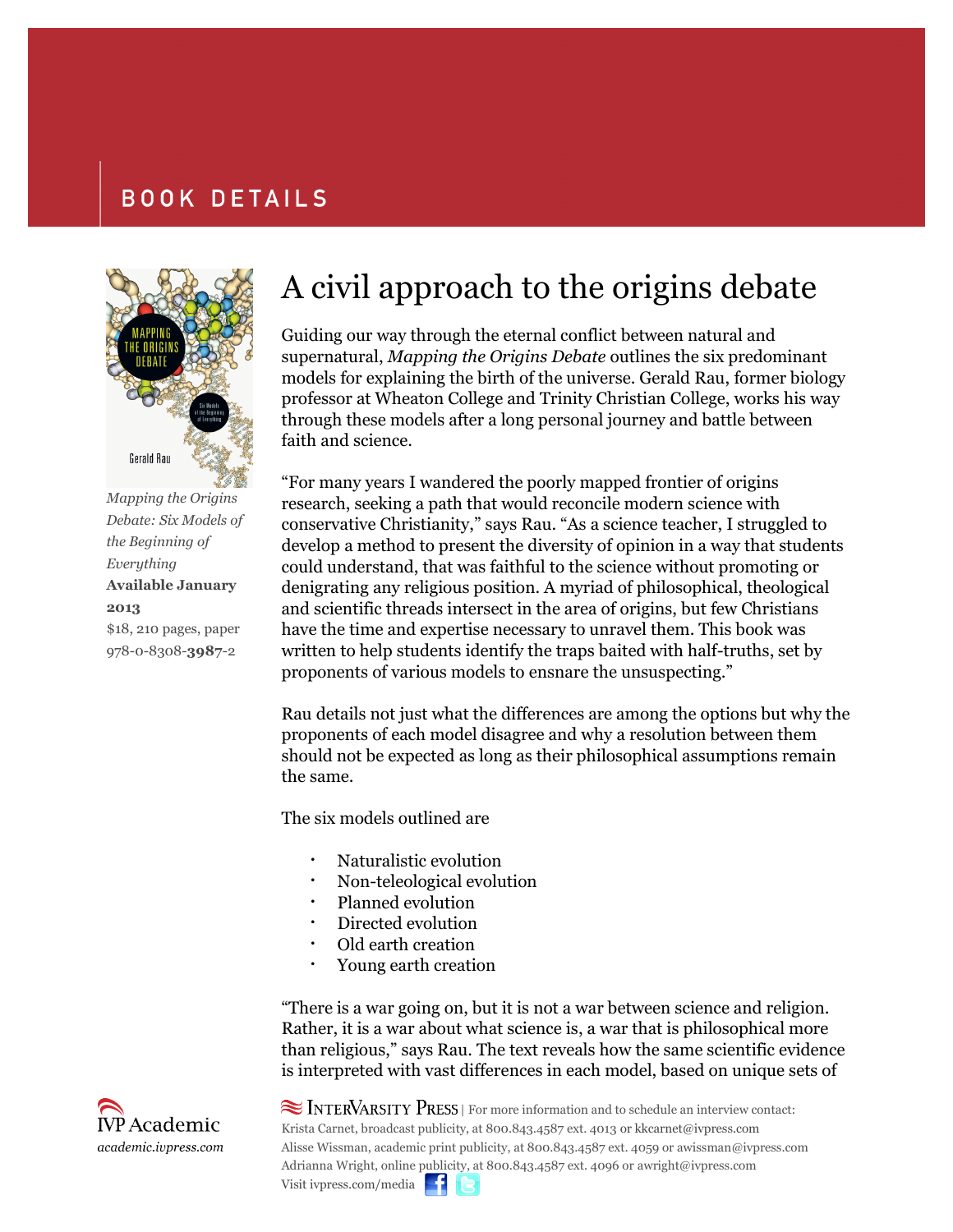# BOOK DETAILS

*Mapping the Origins Debate: Six Models of the Beginning of Everything*
**Available January 2013**
$18, 210 pages, paper
978-0-8308-**3987**-2

## A civil approach to the origins debate

Guiding our way through the eternal conflict between natural and supernatural, *Mapping the Origins Debate* outlines the six predominant models for explaining the birth of the universe. Gerald Rau, former biology professor at Wheaton College and Trinity Christian College, works his way through these models after a long personal journey and battle between faith and science.

"For many years I wandered the poorly mapped frontier of origins research, seeking a path that would reconcile modern science with conservative Christianity," says Rau. "As a science teacher, I struggled to develop a method to present the diversity of opinion in a way that students could understand, that was faithful to the science without promoting or denigrating any religious position. A myriad of philosophical, theological and scientific threads intersect in the area of origins, but few Christians have the time and expertise necessary to unravel them. This book was written to help students identify the traps baited with half-truths, set by proponents of various models to ensnare the unsuspecting."

Rau details not just what the differences are among the options but why the proponents of each model disagree and why a resolution between them should not be expected as long as their philosophical assumptions remain the same.

The six models outlined are

- Naturalistic evolution
- Non-teleological evolution
- Planned evolution
- Directed evolution
- Old earth creation
- Young earth creation

"There is a war going on, but it is not a war between science and religion. Rather, it is a war about what science is, a war that is philosophical more than religious," says Rau. The text reveals how the same scientific evidence is interpreted with vast differences in each model, based on unique sets of

IVP Academic
*academic.ivpress.com*

InterVarsity Press | For more information and to schedule an interview contact:
Krista Carnet, broadcast publicity, at 800.843.4587 ext. 4013 or kkcarnet@ivpress.com
Alisse Wissman, academic print publicity, at 800.843.4587 ext. 4059 or awissman@ivpress.com
Adrianna Wright, online publicity, at 800.843.4587 ext. 4096 or awright@ivpress.com
Visit ivpress.com/media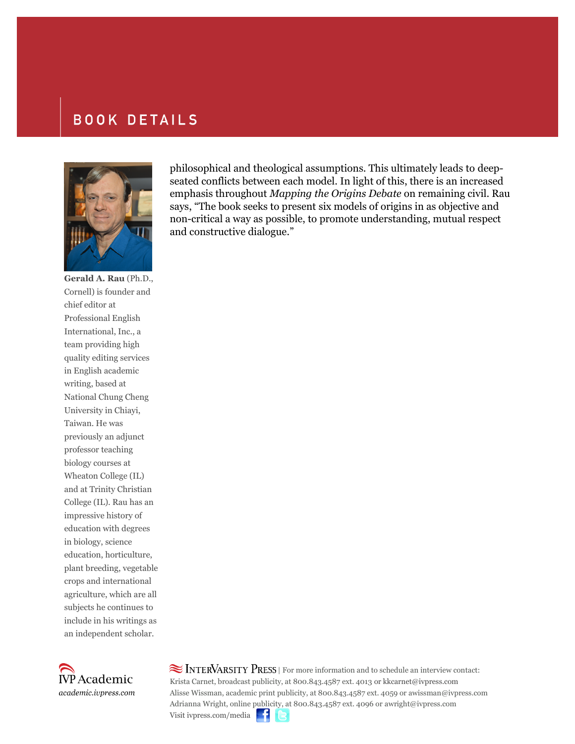## BOOK DETAILS

philosophical and theological assumptions. This ultimately leads to deep-seated conflicts between each model. In light of this, there is an increased emphasis throughout *Mapping the Origins Debate* on remaining civil. Rau says, "The book seeks to present six models of origins in as objective and non-critical a way as possible, to promote understanding, mutual respect and constructive dialogue."

**Gerald A. Rau** (Ph.D., Cornell) is founder and chief editor at Professional English International, Inc., a team providing high quality editing services in English academic writing, based at National Chung Cheng University in Chiayi, Taiwan. He was previously an adjunct professor teaching biology courses at Wheaton College (IL) and at Trinity Christian College (IL). Rau has an impressive history of education with degrees in biology, science education, horticulture, plant breeding, vegetable crops and international agriculture, which are all subjects he continues to include in his writings as an independent scholar.

IVP Academic
*academic.ivpress.com*

InterVarsity Press | For more information and to schedule an interview contact:
Krista Carnet, broadcast publicity, at 800.843.4587 ext. 4013 or kkcarnet@ivpress.com
Alisse Wissman, academic print publicity, at 800.843.4587 ext. 4059 or awissman@ivpress.com
Adrianna Wright, online publicity, at 800.843.4587 ext. 4096 or awright@ivpress.com
Visit ivpress.com/media